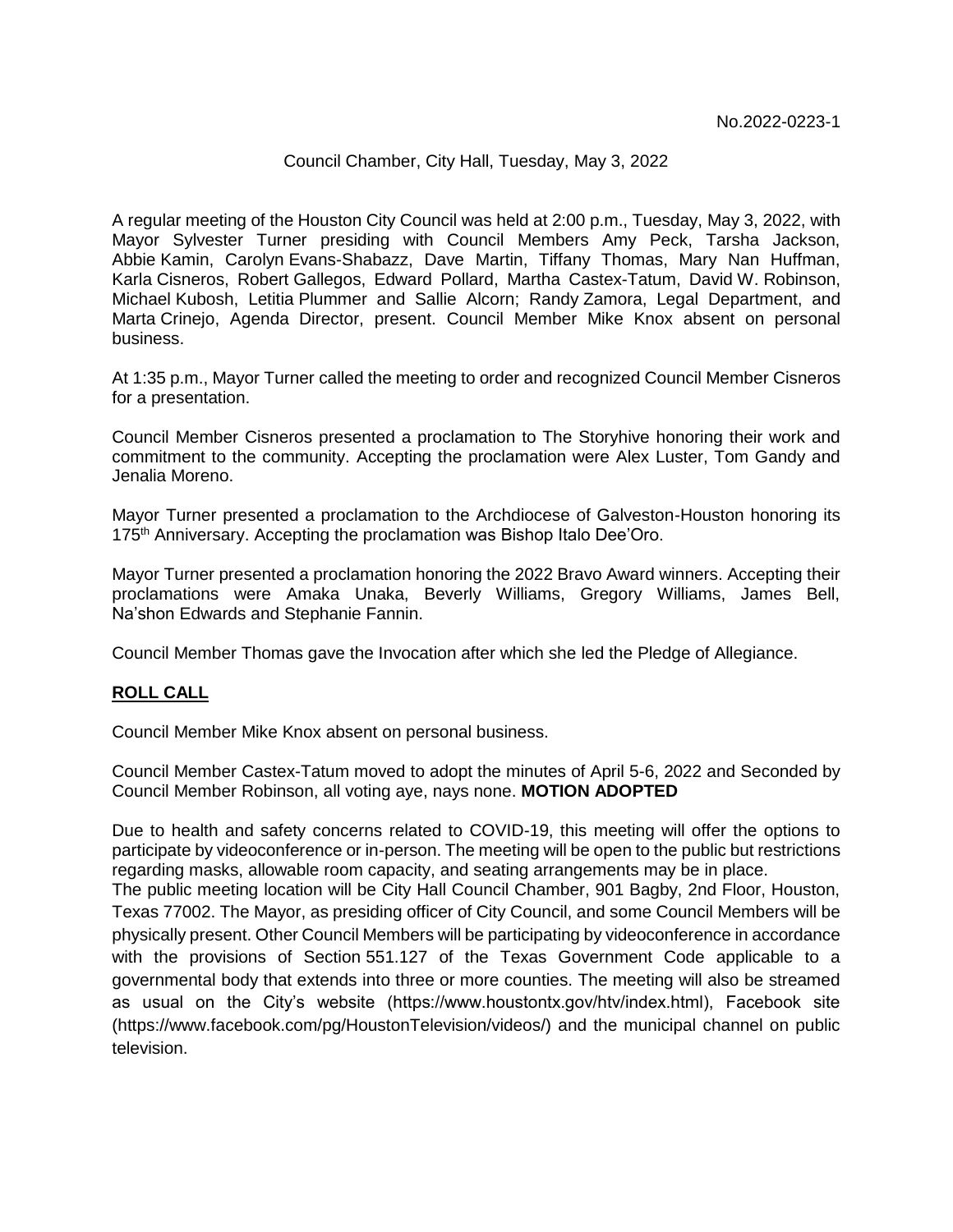No.2022-0223-1

Council Chamber, City Hall, Tuesday, May 3, 2022

A regular meeting of the Houston City Council was held at 2:00 p.m., Tuesday, May 3, 2022, with Mayor Sylvester Turner presiding with Council Members Amy Peck, Tarsha Jackson, Abbie Kamin, Carolyn Evans-Shabazz, Dave Martin, Tiffany Thomas, Mary Nan Huffman, Karla Cisneros, Robert Gallegos, Edward Pollard, Martha Castex-Tatum, David W. Robinson, Michael Kubosh, Letitia Plummer and Sallie Alcorn; Randy Zamora, Legal Department, and Marta Crinejo, Agenda Director, present. Council Member Mike Knox absent on personal business.

At 1:35 p.m., Mayor Turner called the meeting to order and recognized Council Member Cisneros for a presentation.

Council Member Cisneros presented a proclamation to The Storyhive honoring their work and commitment to the community. Accepting the proclamation were Alex Luster, Tom Gandy and Jenalia Moreno.

Mayor Turner presented a proclamation to the Archdiocese of Galveston-Houston honoring its 175th Anniversary. Accepting the proclamation was Bishop Italo Dee'Oro.

Mayor Turner presented a proclamation honoring the 2022 Bravo Award winners. Accepting their proclamations were Amaka Unaka, Beverly Williams, Gregory Williams, James Bell, Na'shon Edwards and Stephanie Fannin.

Council Member Thomas gave the Invocation after which she led the Pledge of Allegiance.

**ROLL CALL**

Council Member Mike Knox absent on personal business.

Council Member Castex-Tatum moved to adopt the minutes of April 5-6, 2022 and Seconded by Council Member Robinson, all voting aye, nays none. **MOTION ADOPTED**

Due to health and safety concerns related to COVID-19, this meeting will offer the options to participate by videoconference or in-person. The meeting will be open to the public but restrictions regarding masks, allowable room capacity, and seating arrangements may be in place.
The public meeting location will be City Hall Council Chamber, 901 Bagby, 2nd Floor, Houston, Texas 77002. The Mayor, as presiding officer of City Council, and some Council Members will be physically present. Other Council Members will be participating by videoconference in accordance with the provisions of Section 551.127 of the Texas Government Code applicable to a governmental body that extends into three or more counties. The meeting will also be streamed as usual on the City's website (https://www.houstontx.gov/htv/index.html), Facebook site (https://www.facebook.com/pg/HoustonTelevision/videos/) and the municipal channel on public television.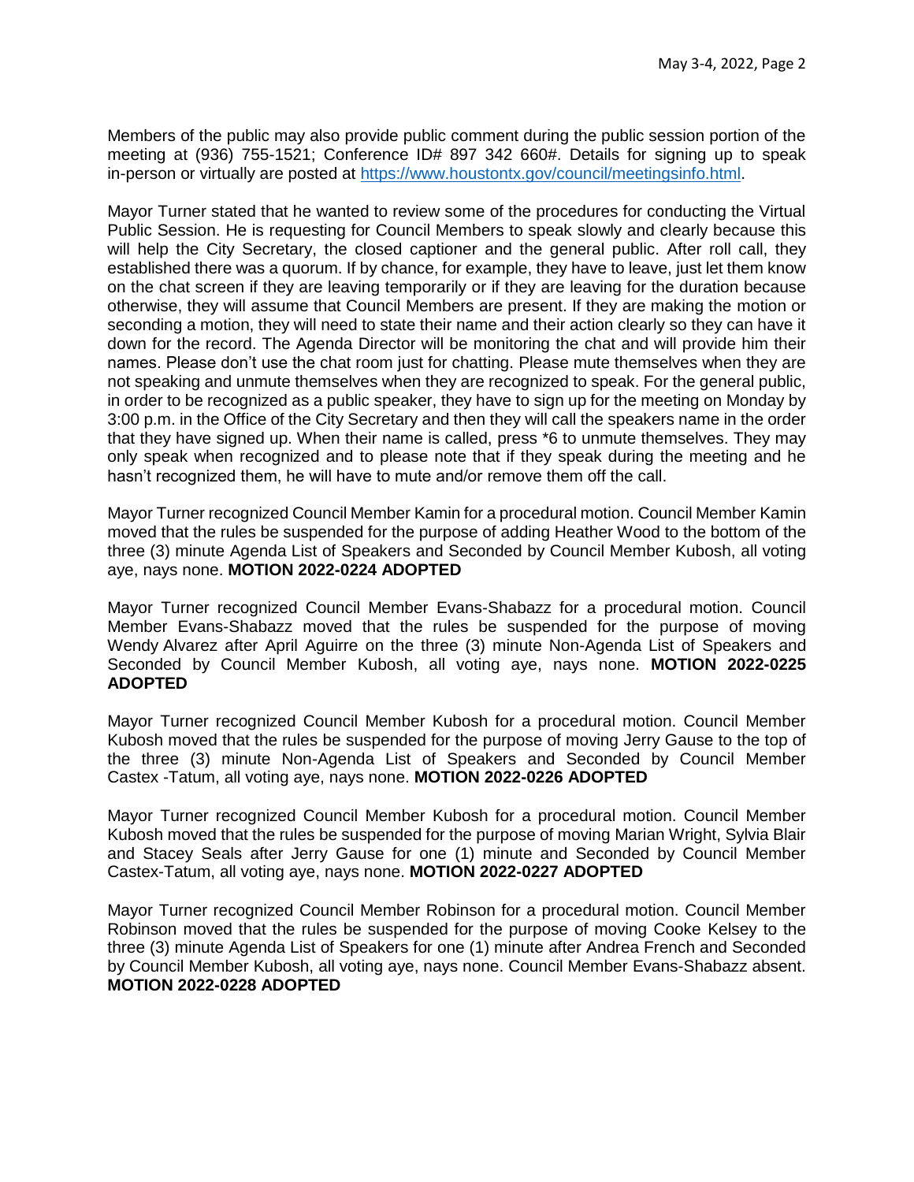Members of the public may also provide public comment during the public session portion of the meeting at (936) 755-1521; Conference ID# 897 342 660#. Details for signing up to speak in-person or virtually are posted at https://www.houstontx.gov/council/meetingsinfo.html.

Mayor Turner stated that he wanted to review some of the procedures for conducting the Virtual Public Session. He is requesting for Council Members to speak slowly and clearly because this will help the City Secretary, the closed captioner and the general public. After roll call, they established there was a quorum. If by chance, for example, they have to leave, just let them know on the chat screen if they are leaving temporarily or if they are leaving for the duration because otherwise, they will assume that Council Members are present. If they are making the motion or seconding a motion, they will need to state their name and their action clearly so they can have it down for the record. The Agenda Director will be monitoring the chat and will provide him their names. Please don't use the chat room just for chatting. Please mute themselves when they are not speaking and unmute themselves when they are recognized to speak. For the general public, in order to be recognized as a public speaker, they have to sign up for the meeting on Monday by 3:00 p.m. in the Office of the City Secretary and then they will call the speakers name in the order that they have signed up. When their name is called, press *6 to unmute themselves. They may only speak when recognized and to please note that if they speak during the meeting and he hasn't recognized them, he will have to mute and/or remove them off the call.

Mayor Turner recognized Council Member Kamin for a procedural motion. Council Member Kamin moved that the rules be suspended for the purpose of adding Heather Wood to the bottom of the three (3) minute Agenda List of Speakers and Seconded by Council Member Kubosh, all voting aye, nays none. **MOTION 2022-0224 ADOPTED**

Mayor Turner recognized Council Member Evans-Shabazz for a procedural motion. Council Member Evans-Shabazz moved that the rules be suspended for the purpose of moving Wendy Alvarez after April Aguirre on the three (3) minute Non-Agenda List of Speakers and Seconded by Council Member Kubosh, all voting aye, nays none. **MOTION 2022-0225 ADOPTED**

Mayor Turner recognized Council Member Kubosh for a procedural motion. Council Member Kubosh moved that the rules be suspended for the purpose of moving Jerry Gause to the top of the three (3) minute Non-Agenda List of Speakers and Seconded by Council Member Castex -Tatum, all voting aye, nays none. **MOTION 2022-0226 ADOPTED**

Mayor Turner recognized Council Member Kubosh for a procedural motion. Council Member Kubosh moved that the rules be suspended for the purpose of moving Marian Wright, Sylvia Blair and Stacey Seals after Jerry Gause for one (1) minute and Seconded by Council Member Castex-Tatum, all voting aye, nays none. **MOTION 2022-0227 ADOPTED**

Mayor Turner recognized Council Member Robinson for a procedural motion. Council Member Robinson moved that the rules be suspended for the purpose of moving Cooke Kelsey to the three (3) minute Agenda List of Speakers for one (1) minute after Andrea French and Seconded by Council Member Kubosh, all voting aye, nays none. Council Member Evans-Shabazz absent. **MOTION 2022-0228 ADOPTED**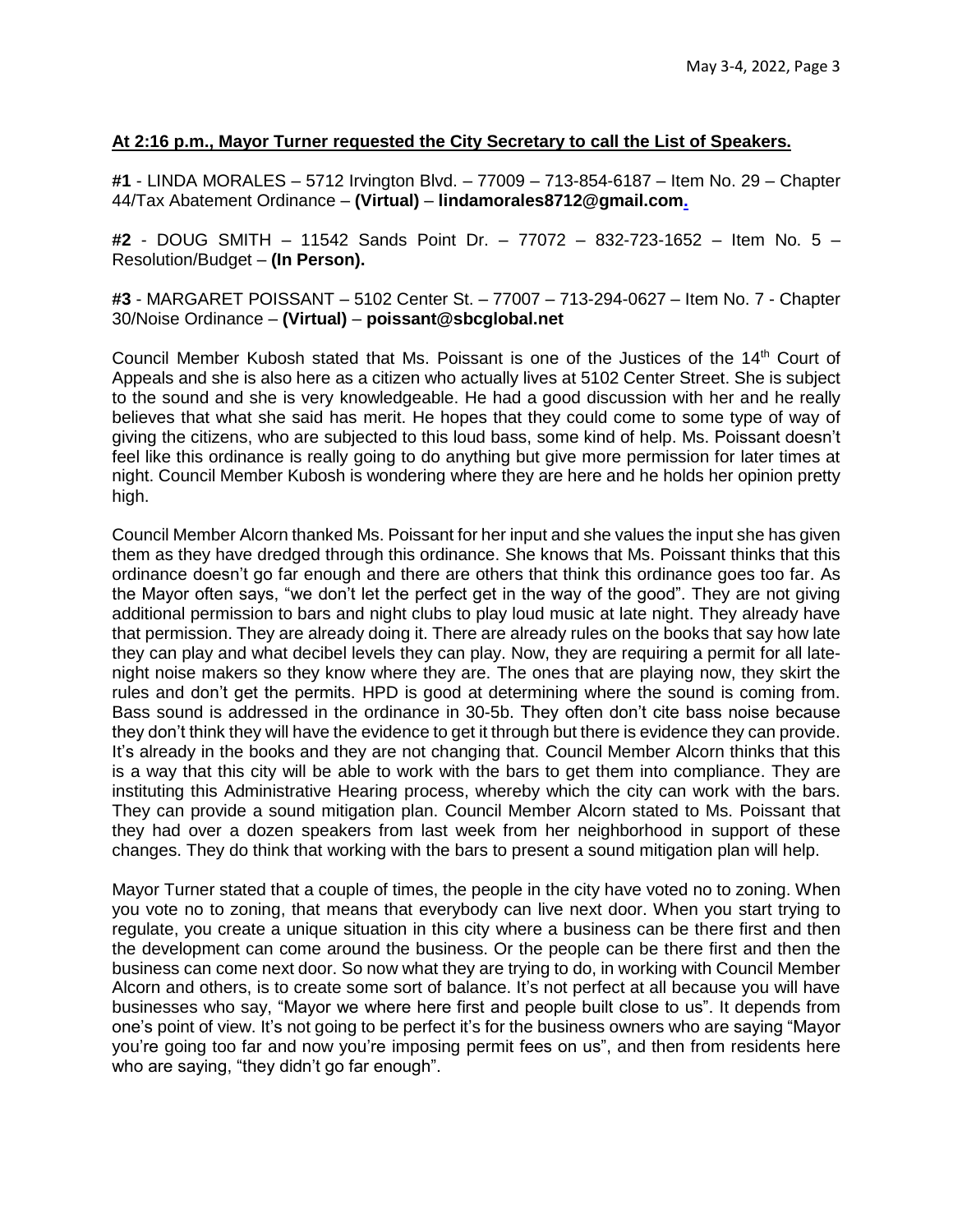**At 2:16 p.m., Mayor Turner requested the City Secretary to call the List of Speakers.**

**#1** - LINDA MORALES – 5712 Irvington Blvd. – 77009 – 713-854-6187 – Item No. 29 – Chapter 44/Tax Abatement Ordinance – **(Virtual)** – **lindamorales8712@gmail.com.**

**#2** - DOUG SMITH – 11542 Sands Point Dr. – 77072 – 832-723-1652 – Item No. 5 – Resolution/Budget – **(In Person).**

**#3** - MARGARET POISSANT – 5102 Center St. – 77007 – 713-294-0627 – Item No. 7 - Chapter 30/Noise Ordinance – **(Virtual)** – **poissant@sbcglobal.net**

Council Member Kubosh stated that Ms. Poissant is one of the Justices of the 14th Court of Appeals and she is also here as a citizen who actually lives at 5102 Center Street. She is subject to the sound and she is very knowledgeable. He had a good discussion with her and he really believes that what she said has merit. He hopes that they could come to some type of way of giving the citizens, who are subjected to this loud bass, some kind of help. Ms. Poissant doesn't feel like this ordinance is really going to do anything but give more permission for later times at night. Council Member Kubosh is wondering where they are here and he holds her opinion pretty high.

Council Member Alcorn thanked Ms. Poissant for her input and she values the input she has given them as they have dredged through this ordinance. She knows that Ms. Poissant thinks that this ordinance doesn't go far enough and there are others that think this ordinance goes too far. As the Mayor often says, "we don't let the perfect get in the way of the good". They are not giving additional permission to bars and night clubs to play loud music at late night. They already have that permission. They are already doing it. There are already rules on the books that say how late they can play and what decibel levels they can play. Now, they are requiring a permit for all late-night noise makers so they know where they are. The ones that are playing now, they skirt the rules and don't get the permits. HPD is good at determining where the sound is coming from. Bass sound is addressed in the ordinance in 30-5b. They often don't cite bass noise because they don't think they will have the evidence to get it through but there is evidence they can provide. It's already in the books and they are not changing that. Council Member Alcorn thinks that this is a way that this city will be able to work with the bars to get them into compliance. They are instituting this Administrative Hearing process, whereby which the city can work with the bars. They can provide a sound mitigation plan. Council Member Alcorn stated to Ms. Poissant that they had over a dozen speakers from last week from her neighborhood in support of these changes. They do think that working with the bars to present a sound mitigation plan will help.

Mayor Turner stated that a couple of times, the people in the city have voted no to zoning. When you vote no to zoning, that means that everybody can live next door. When you start trying to regulate, you create a unique situation in this city where a business can be there first and then the development can come around the business. Or the people can be there first and then the business can come next door. So now what they are trying to do, in working with Council Member Alcorn and others, is to create some sort of balance. It's not perfect at all because you will have businesses who say, "Mayor we where here first and people built close to us". It depends from one's point of view. It's not going to be perfect it's for the business owners who are saying "Mayor you're going too far and now you're imposing permit fees on us", and then from residents here who are saying, "they didn't go far enough".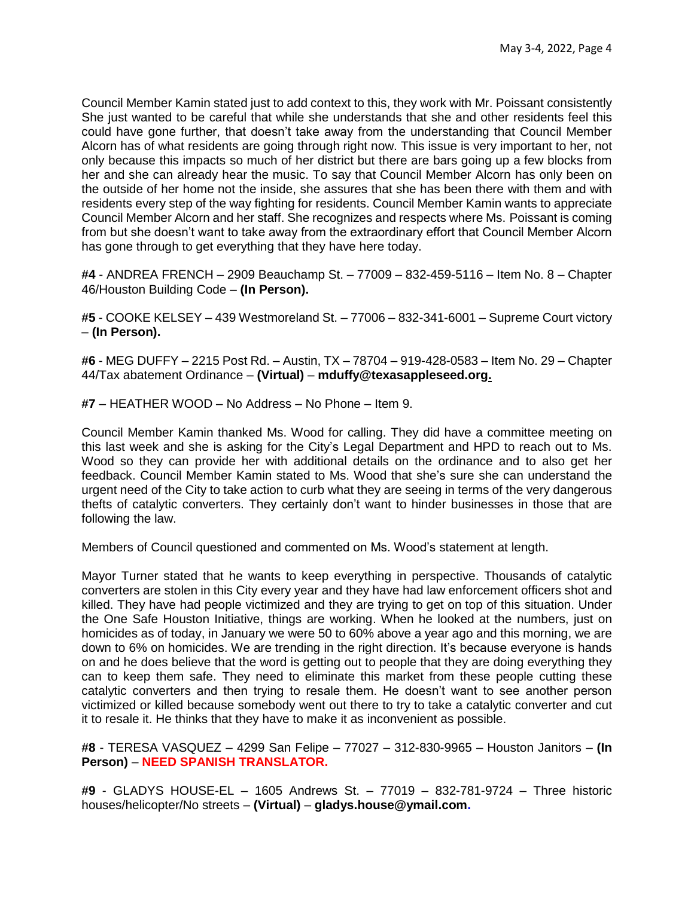Council Member Kamin stated just to add context to this, they work with Mr. Poissant consistently She just wanted to be careful that while she understands that she and other residents feel this could have gone further, that doesn't take away from the understanding that Council Member Alcorn has of what residents are going through right now. This issue is very important to her, not only because this impacts so much of her district but there are bars going up a few blocks from her and she can already hear the music. To say that Council Member Alcorn has only been on the outside of her home not the inside, she assures that she has been there with them and with residents every step of the way fighting for residents. Council Member Kamin wants to appreciate Council Member Alcorn and her staff. She recognizes and respects where Ms. Poissant is coming from but she doesn't want to take away from the extraordinary effort that Council Member Alcorn has gone through to get everything that they have here today.

**#4** - ANDREA FRENCH – 2909 Beauchamp St. – 77009 – 832-459-5116 – Item No. 8 – Chapter 46/Houston Building Code – **(In Person).**

**#5** - COOKE KELSEY – 439 Westmoreland St. – 77006 – 832-341-6001 – Supreme Court victory – **(In Person).**

**#6** - MEG DUFFY – 2215 Post Rd. – Austin, TX – 78704 – 919-428-0583 – Item No. 29 – Chapter 44/Tax abatement Ordinance – **(Virtual)** – **mduffy@texasappleseed.org.**

**#7** – HEATHER WOOD – No Address – No Phone – Item 9.

Council Member Kamin thanked Ms. Wood for calling. They did have a committee meeting on this last week and she is asking for the City's Legal Department and HPD to reach out to Ms. Wood so they can provide her with additional details on the ordinance and to also get her feedback. Council Member Kamin stated to Ms. Wood that she's sure she can understand the urgent need of the City to take action to curb what they are seeing in terms of the very dangerous thefts of catalytic converters. They certainly don't want to hinder businesses in those that are following the law.

Members of Council questioned and commented on Ms. Wood's statement at length.

Mayor Turner stated that he wants to keep everything in perspective. Thousands of catalytic converters are stolen in this City every year and they have had law enforcement officers shot and killed. They have had people victimized and they are trying to get on top of this situation. Under the One Safe Houston Initiative, things are working. When he looked at the numbers, just on homicides as of today, in January we were 50 to 60% above a year ago and this morning, we are down to 6% on homicides. We are trending in the right direction. It's because everyone is hands on and he does believe that the word is getting out to people that they are doing everything they can to keep them safe. They need to eliminate this market from these people cutting these catalytic converters and then trying to resale them. He doesn't want to see another person victimized or killed because somebody went out there to try to take a catalytic converter and cut it to resale it. He thinks that they have to make it as inconvenient as possible.

**#8** - TERESA VASQUEZ – 4299 San Felipe – 77027 – 312-830-9965 – Houston Janitors – **(In Person)** – **NEED SPANISH TRANSLATOR.**

**#9** - GLADYS HOUSE-EL – 1605 Andrews St. – 77019 – 832-781-9724 – Three historic houses/helicopter/No streets – **(Virtual)** – **gladys.house@ymail.com.**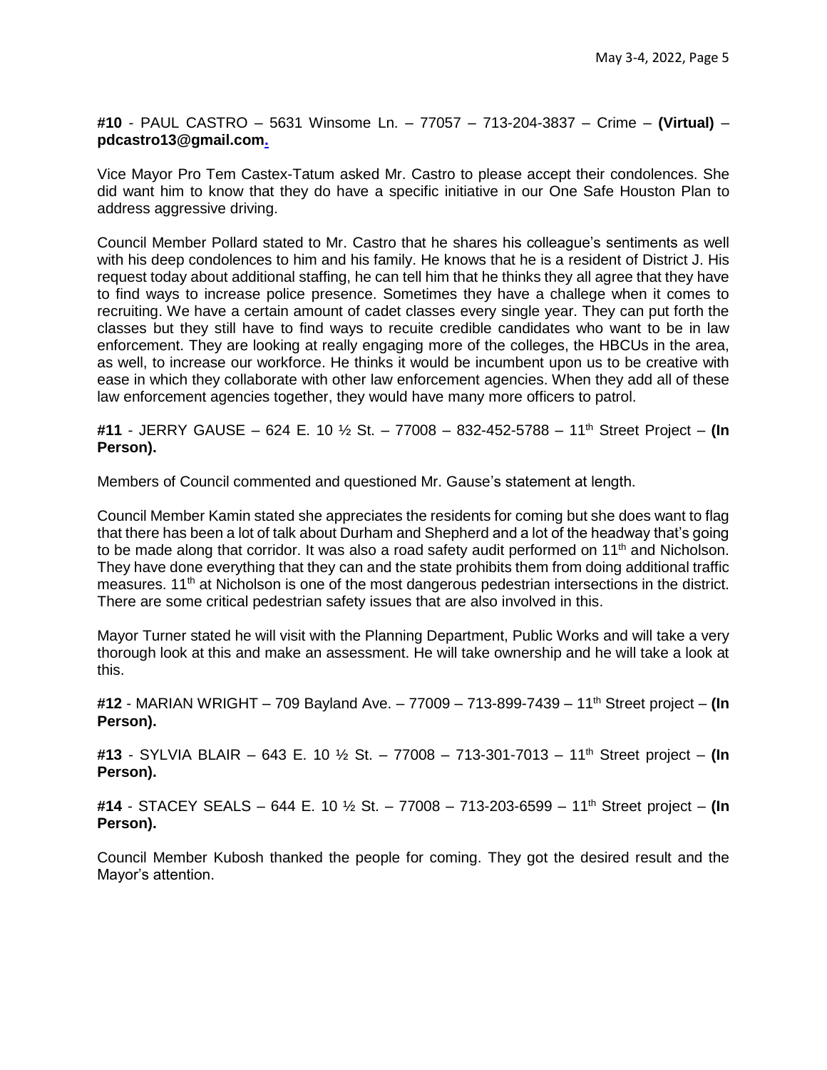**#10** - PAUL CASTRO – 5631 Winsome Ln. – 77057 – 713-204-3837 – Crime – **(Virtual)** – **pdcastro13@gmail.com.**

Vice Mayor Pro Tem Castex-Tatum asked Mr. Castro to please accept their condolences. She did want him to know that they do have a specific initiative in our One Safe Houston Plan to address aggressive driving.

Council Member Pollard stated to Mr. Castro that he shares his colleague's sentiments as well with his deep condolences to him and his family. He knows that he is a resident of District J. His request today about additional staffing, he can tell him that he thinks they all agree that they have to find ways to increase police presence. Sometimes they have a challege when it comes to recruiting. We have a certain amount of cadet classes every single year. They can put forth the classes but they still have to find ways to recuite credible candidates who want to be in law enforcement. They are looking at really engaging more of the colleges, the HBCUs in the area, as well, to increase our workforce. He thinks it would be incumbent upon us to be creative with ease in which they collaborate with other law enforcement agencies. When they add all of these law enforcement agencies together, they would have many more officers to patrol.

**#11** - JERRY GAUSE – 624 E. 10 ½ St. – 77008 – 832-452-5788 – 11th Street Project – **(In Person).**

Members of Council commented and questioned Mr. Gause's statement at length.

Council Member Kamin stated she appreciates the residents for coming but she does want to flag that there has been a lot of talk about Durham and Shepherd and a lot of the headway that's going to be made along that corridor. It was also a road safety audit performed on 11th and Nicholson. They have done everything that they can and the state prohibits them from doing additional traffic measures. 11th at Nicholson is one of the most dangerous pedestrian intersections in the district. There are some critical pedestrian safety issues that are also involved in this.

Mayor Turner stated he will visit with the Planning Department, Public Works and will take a very thorough look at this and make an assessment. He will take ownership and he will take a look at this.

**#12** - MARIAN WRIGHT – 709 Bayland Ave. – 77009 – 713-899-7439 – 11th Street project – **(In Person).**

**#13** - SYLVIA BLAIR – 643 E. 10 ½ St. – 77008 – 713-301-7013 – 11th Street project – **(In Person).**

**#14** - STACEY SEALS – 644 E. 10 ½ St. – 77008 – 713-203-6599 – 11th Street project – **(In Person).**

Council Member Kubosh thanked the people for coming. They got the desired result and the Mayor's attention.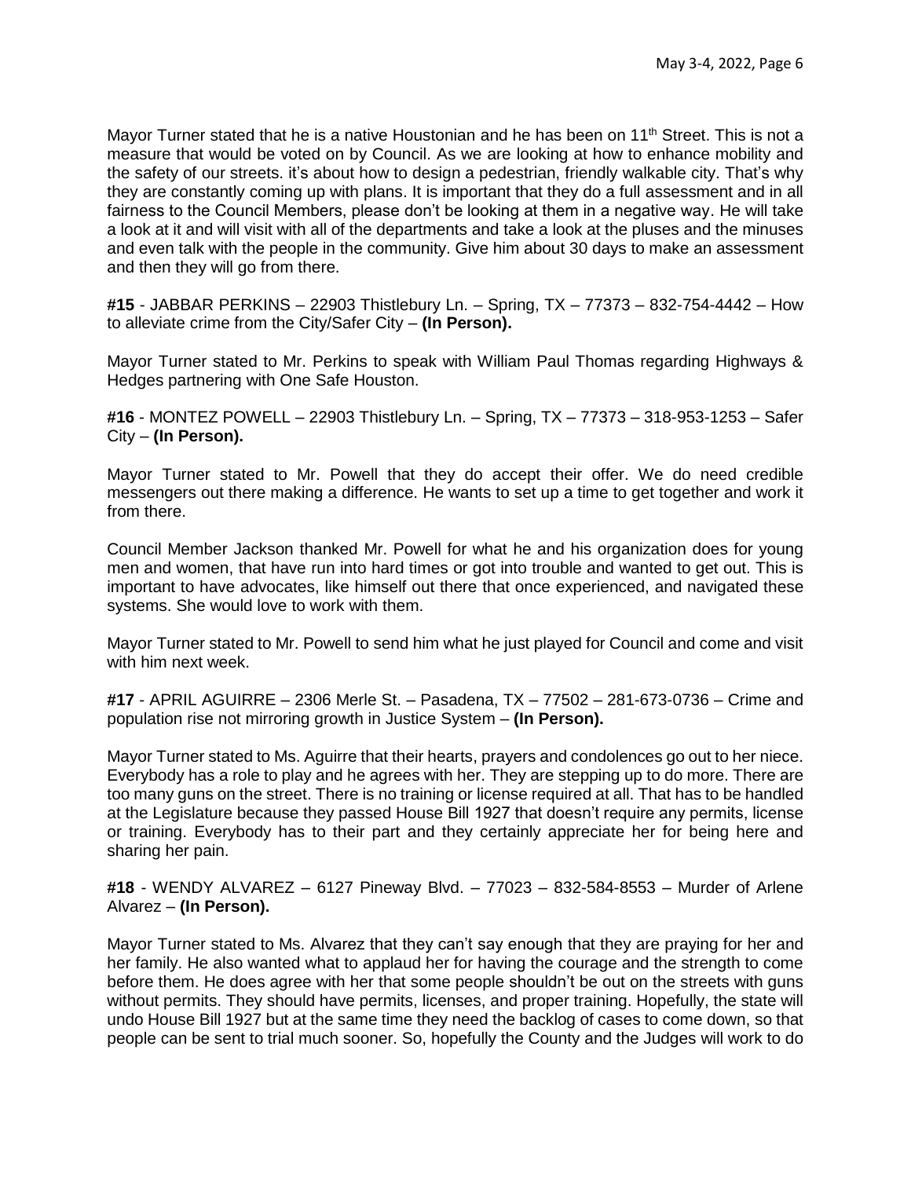Mayor Turner stated that he is a native Houstonian and he has been on 11th Street. This is not a measure that would be voted on by Council. As we are looking at how to enhance mobility and the safety of our streets. it's about how to design a pedestrian, friendly walkable city. That's why they are constantly coming up with plans. It is important that they do a full assessment and in all fairness to the Council Members, please don't be looking at them in a negative way. He will take a look at it and will visit with all of the departments and take a look at the pluses and the minuses and even talk with the people in the community. Give him about 30 days to make an assessment and then they will go from there.

**#15** - JABBAR PERKINS – 22903 Thistlebury Ln. – Spring, TX – 77373 – 832-754-4442 – How to alleviate crime from the City/Safer City – **(In Person).**

Mayor Turner stated to Mr. Perkins to speak with William Paul Thomas regarding Highways & Hedges partnering with One Safe Houston.

**#16** - MONTEZ POWELL – 22903 Thistlebury Ln. – Spring, TX – 77373 – 318-953-1253 – Safer City – **(In Person).**

Mayor Turner stated to Mr. Powell that they do accept their offer. We do need credible messengers out there making a difference. He wants to set up a time to get together and work it from there.

Council Member Jackson thanked Mr. Powell for what he and his organization does for young men and women, that have run into hard times or got into trouble and wanted to get out. This is important to have advocates, like himself out there that once experienced, and navigated these systems. She would love to work with them.

Mayor Turner stated to Mr. Powell to send him what he just played for Council and come and visit with him next week.

**#17** - APRIL AGUIRRE – 2306 Merle St. – Pasadena, TX – 77502 – 281-673-0736 – Crime and population rise not mirroring growth in Justice System – **(In Person).**

Mayor Turner stated to Ms. Aguirre that their hearts, prayers and condolences go out to her niece. Everybody has a role to play and he agrees with her. They are stepping up to do more. There are too many guns on the street. There is no training or license required at all. That has to be handled at the Legislature because they passed House Bill 1927 that doesn't require any permits, license or training. Everybody has to their part and they certainly appreciate her for being here and sharing her pain.

**#18** - WENDY ALVAREZ – 6127 Pineway Blvd. – 77023 – 832-584-8553 – Murder of Arlene Alvarez – **(In Person).**

Mayor Turner stated to Ms. Alvarez that they can't say enough that they are praying for her and her family. He also wanted what to applaud her for having the courage and the strength to come before them. He does agree with her that some people shouldn't be out on the streets with guns without permits. They should have permits, licenses, and proper training. Hopefully, the state will undo House Bill 1927 but at the same time they need the backlog of cases to come down, so that people can be sent to trial much sooner. So, hopefully the County and the Judges will work to do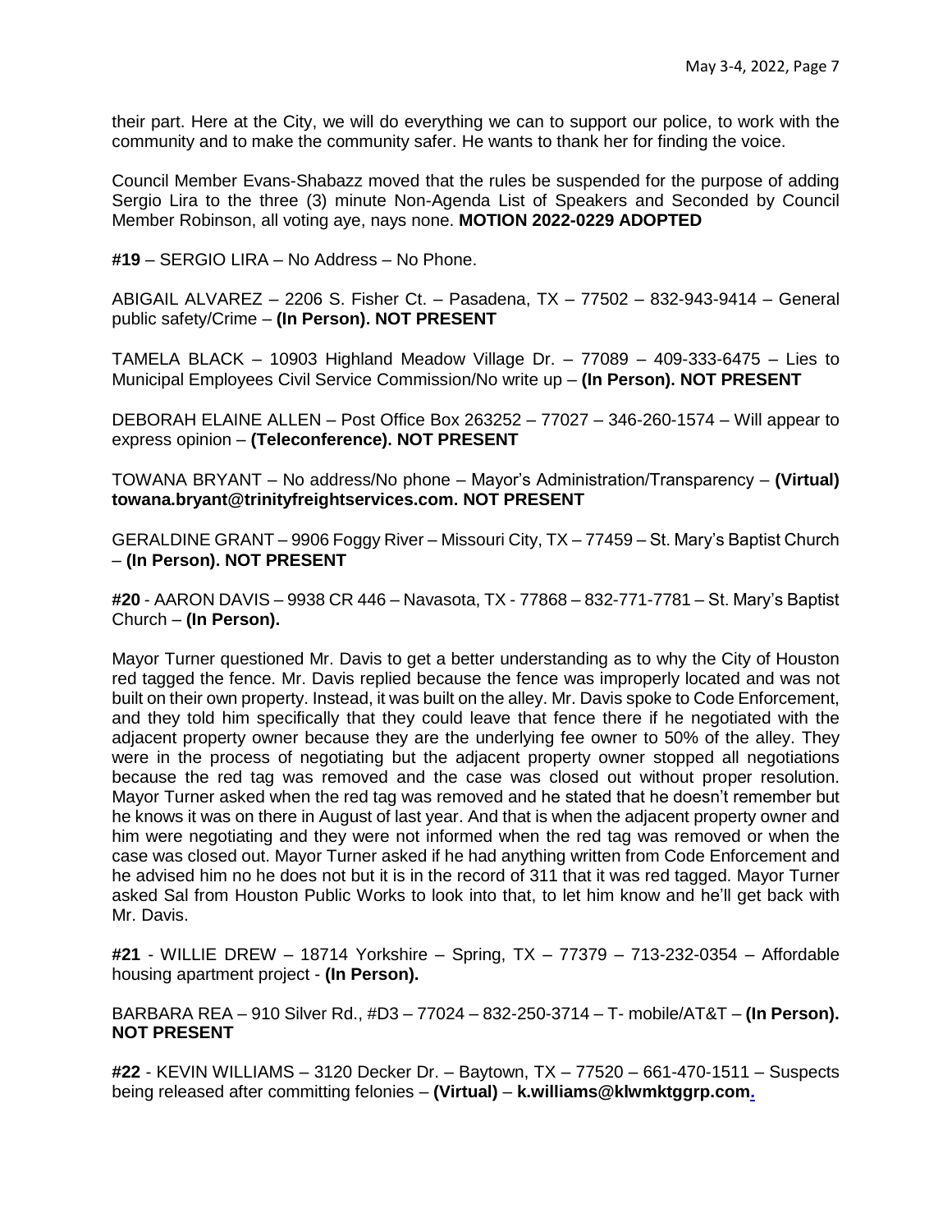their part. Here at the City, we will do everything we can to support our police, to work with the community and to make the community safer. He wants to thank her for finding the voice.

Council Member Evans-Shabazz moved that the rules be suspended for the purpose of adding Sergio Lira to the three (3) minute Non-Agenda List of Speakers and Seconded by Council Member Robinson, all voting aye, nays none. **MOTION 2022-0229 ADOPTED**

**#19** – SERGIO LIRA – No Address – No Phone.

ABIGAIL ALVAREZ – 2206 S. Fisher Ct. – Pasadena, TX – 77502 – 832-943-9414 – General public safety/Crime – **(In Person). NOT PRESENT**

TAMELA BLACK – 10903 Highland Meadow Village Dr. – 77089 – 409-333-6475 – Lies to Municipal Employees Civil Service Commission/No write up – **(In Person). NOT PRESENT**

DEBORAH ELAINE ALLEN – Post Office Box 263252 – 77027 – 346-260-1574 – Will appear to express opinion – **(Teleconference). NOT PRESENT**

TOWANA BRYANT – No address/No phone – Mayor's Administration/Transparency – **(Virtual) towana.bryant@trinityfreightservices.com. NOT PRESENT**

GERALDINE GRANT – 9906 Foggy River – Missouri City, TX – 77459 – St. Mary's Baptist Church – **(In Person). NOT PRESENT**

**#20** - AARON DAVIS – 9938 CR 446 – Navasota, TX - 77868 – 832-771-7781 – St. Mary's Baptist Church – **(In Person).**

Mayor Turner questioned Mr. Davis to get a better understanding as to why the City of Houston red tagged the fence. Mr. Davis replied because the fence was improperly located and was not built on their own property. Instead, it was built on the alley. Mr. Davis spoke to Code Enforcement, and they told him specifically that they could leave that fence there if he negotiated with the adjacent property owner because they are the underlying fee owner to 50% of the alley. They were in the process of negotiating but the adjacent property owner stopped all negotiations because the red tag was removed and the case was closed out without proper resolution. Mayor Turner asked when the red tag was removed and he stated that he doesn't remember but he knows it was on there in August of last year. And that is when the adjacent property owner and him were negotiating and they were not informed when the red tag was removed or when the case was closed out. Mayor Turner asked if he had anything written from Code Enforcement and he advised him no he does not but it is in the record of 311 that it was red tagged. Mayor Turner asked Sal from Houston Public Works to look into that, to let him know and he'll get back with Mr. Davis.

**#21** - WILLIE DREW – 18714 Yorkshire – Spring, TX – 77379 – 713-232-0354 – Affordable housing apartment project - **(In Person).**

BARBARA REA – 910 Silver Rd., #D3 – 77024 – 832-250-3714 – T- mobile/AT&T – **(In Person). NOT PRESENT**

**#22** - KEVIN WILLIAMS – 3120 Decker Dr. – Baytown, TX – 77520 – 661-470-1511 – Suspects being released after committing felonies – **(Virtual)** – **k.williams@klwmktggrp.com.**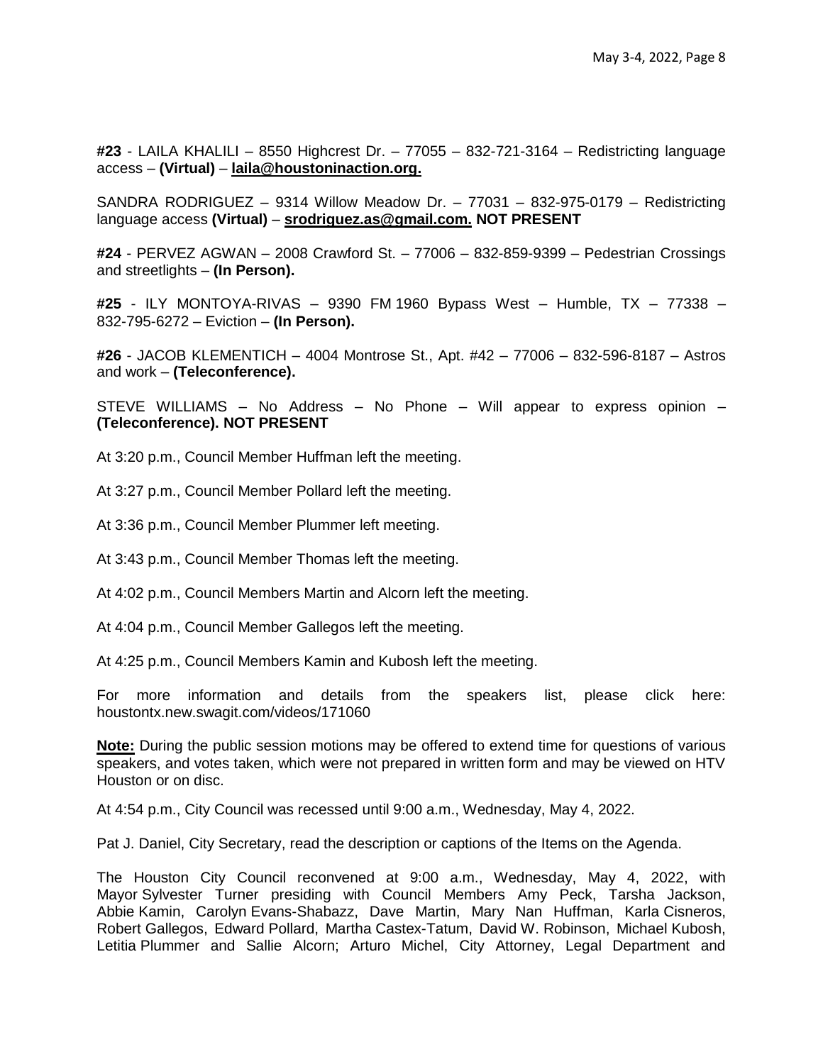**#23** - LAILA KHALILI – 8550 Highcrest Dr. – 77055 – 832-721-3164 – Redistricting language access – **(Virtual)** – **laila@houstoninaction.org.**

SANDRA RODRIGUEZ – 9314 Willow Meadow Dr. – 77031 – 832-975-0179 – Redistricting language access **(Virtual)** – **srodriguez.as@gmail.com. NOT PRESENT**

**#24** - PERVEZ AGWAN – 2008 Crawford St. – 77006 – 832-859-9399 – Pedestrian Crossings and streetlights – **(In Person).**

**#25** - ILY MONTOYA-RIVAS – 9390 FM 1960 Bypass West – Humble, TX – 77338 – 832-795-6272 – Eviction – **(In Person).**

**#26** - JACOB KLEMENTICH – 4004 Montrose St., Apt. #42 – 77006 – 832-596-8187 – Astros and work – **(Teleconference).**

STEVE WILLIAMS – No Address – No Phone – Will appear to express opinion – **(Teleconference). NOT PRESENT**

At 3:20 p.m., Council Member Huffman left the meeting.

At 3:27 p.m., Council Member Pollard left the meeting.

At 3:36 p.m., Council Member Plummer left meeting.

At 3:43 p.m., Council Member Thomas left the meeting.

At 4:02 p.m., Council Members Martin and Alcorn left the meeting.

At 4:04 p.m., Council Member Gallegos left the meeting.

At 4:25 p.m., Council Members Kamin and Kubosh left the meeting.

For more information and details from the speakers list, please click here: houstontx.new.swagit.com/videos/171060

**Note:** During the public session motions may be offered to extend time for questions of various speakers, and votes taken, which were not prepared in written form and may be viewed on HTV Houston or on disc.

At 4:54 p.m., City Council was recessed until 9:00 a.m., Wednesday, May 4, 2022.

Pat J. Daniel, City Secretary, read the description or captions of the Items on the Agenda.

The Houston City Council reconvened at 9:00 a.m., Wednesday, May 4, 2022, with Mayor Sylvester Turner presiding with Council Members Amy Peck, Tarsha Jackson, Abbie Kamin, Carolyn Evans-Shabazz, Dave Martin, Mary Nan Huffman, Karla Cisneros, Robert Gallegos, Edward Pollard, Martha Castex-Tatum, David W. Robinson, Michael Kubosh, Letitia Plummer and Sallie Alcorn; Arturo Michel, City Attorney, Legal Department and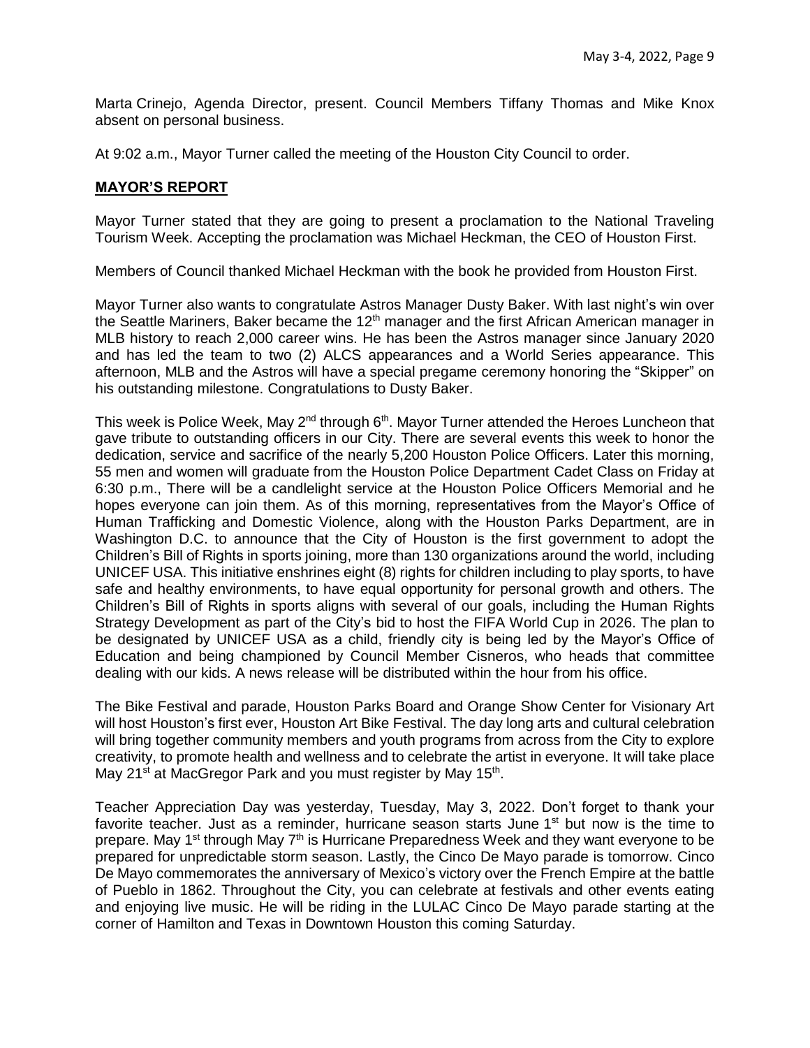Marta Crinejo, Agenda Director, present. Council Members Tiffany Thomas and Mike Knox absent on personal business.

At 9:02 a.m., Mayor Turner called the meeting of the Houston City Council to order.

## **MAYOR'S REPORT**

Mayor Turner stated that they are going to present a proclamation to the National Traveling Tourism Week. Accepting the proclamation was Michael Heckman, the CEO of Houston First.

Members of Council thanked Michael Heckman with the book he provided from Houston First.

Mayor Turner also wants to congratulate Astros Manager Dusty Baker. With last night's win over the Seattle Mariners, Baker became the 12th manager and the first African American manager in MLB history to reach 2,000 career wins. He has been the Astros manager since January 2020 and has led the team to two (2) ALCS appearances and a World Series appearance. This afternoon, MLB and the Astros will have a special pregame ceremony honoring the "Skipper" on his outstanding milestone. Congratulations to Dusty Baker.

This week is Police Week, May 2nd through 6th. Mayor Turner attended the Heroes Luncheon that gave tribute to outstanding officers in our City. There are several events this week to honor the dedication, service and sacrifice of the nearly 5,200 Houston Police Officers. Later this morning, 55 men and women will graduate from the Houston Police Department Cadet Class on Friday at 6:30 p.m., There will be a candlelight service at the Houston Police Officers Memorial and he hopes everyone can join them. As of this morning, representatives from the Mayor's Office of Human Trafficking and Domestic Violence, along with the Houston Parks Department, are in Washington D.C. to announce that the City of Houston is the first government to adopt the Children's Bill of Rights in sports joining, more than 130 organizations around the world, including UNICEF USA. This initiative enshrines eight (8) rights for children including to play sports, to have safe and healthy environments, to have equal opportunity for personal growth and others. The Children's Bill of Rights in sports aligns with several of our goals, including the Human Rights Strategy Development as part of the City's bid to host the FIFA World Cup in 2026. The plan to be designated by UNICEF USA as a child, friendly city is being led by the Mayor's Office of Education and being championed by Council Member Cisneros, who heads that committee dealing with our kids. A news release will be distributed within the hour from his office.

The Bike Festival and parade, Houston Parks Board and Orange Show Center for Visionary Art will host Houston's first ever, Houston Art Bike Festival. The day long arts and cultural celebration will bring together community members and youth programs from across from the City to explore creativity, to promote health and wellness and to celebrate the artist in everyone. It will take place May 21st at MacGregor Park and you must register by May 15th.

Teacher Appreciation Day was yesterday, Tuesday, May 3, 2022. Don't forget to thank your favorite teacher. Just as a reminder, hurricane season starts June 1st but now is the time to prepare. May 1st through May 7th is Hurricane Preparedness Week and they want everyone to be prepared for unpredictable storm season. Lastly, the Cinco De Mayo parade is tomorrow. Cinco De Mayo commemorates the anniversary of Mexico's victory over the French Empire at the battle of Pueblo in 1862. Throughout the City, you can celebrate at festivals and other events eating and enjoying live music. He will be riding in the LULAC Cinco De Mayo parade starting at the corner of Hamilton and Texas in Downtown Houston this coming Saturday.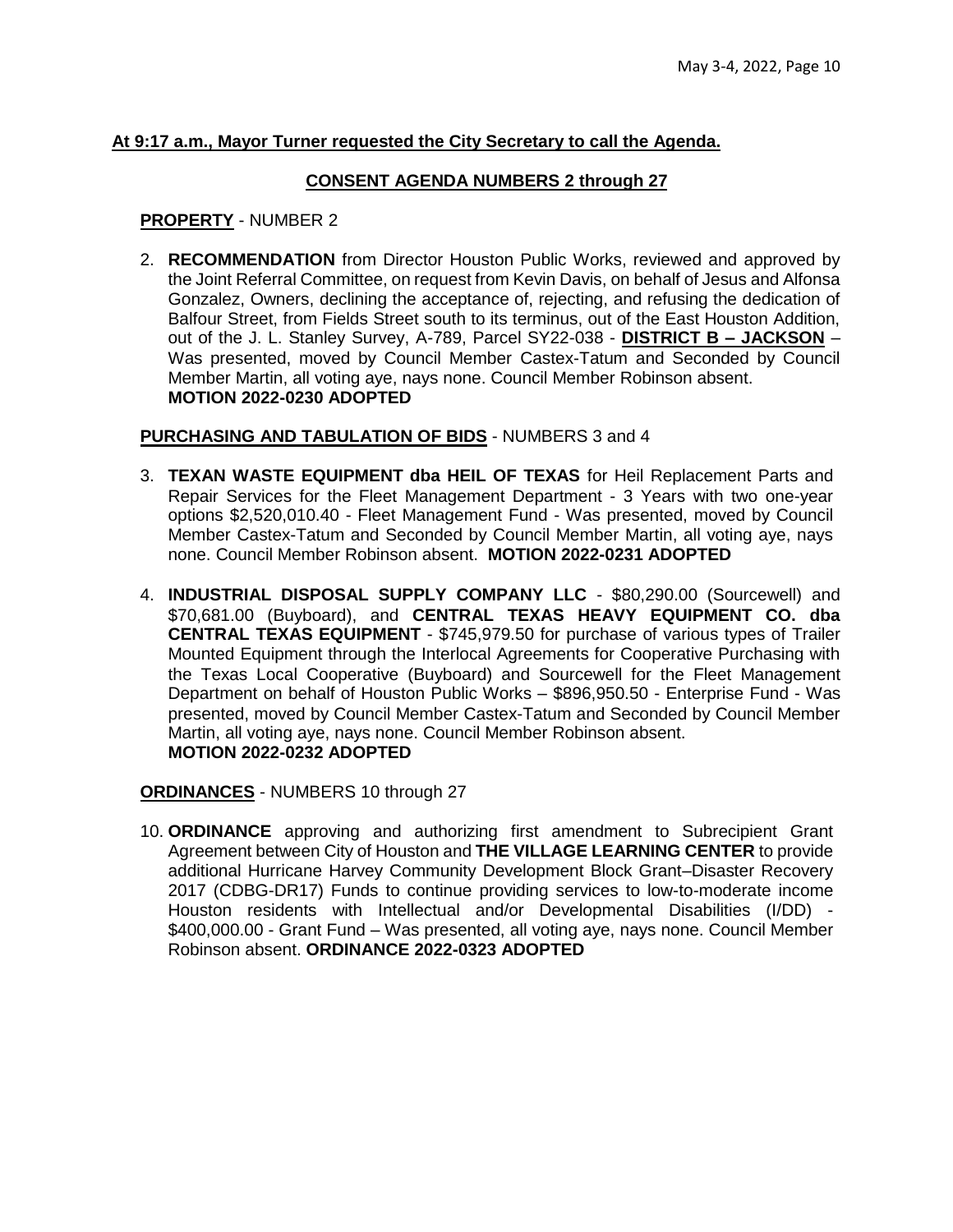**At 9:17 a.m., Mayor Turner requested the City Secretary to call the Agenda.**

**CONSENT AGENDA NUMBERS 2 through 27**

**PROPERTY** - NUMBER 2

2. **RECOMMENDATION** from Director Houston Public Works, reviewed and approved by the Joint Referral Committee, on request from Kevin Davis, on behalf of Jesus and Alfonsa Gonzalez, Owners, declining the acceptance of, rejecting, and refusing the dedication of Balfour Street, from Fields Street south to its terminus, out of the East Houston Addition, out of the J. L. Stanley Survey, A-789, Parcel SY22-038 - **DISTRICT B – JACKSON** – Was presented, moved by Council Member Castex-Tatum and Seconded by Council Member Martin, all voting aye, nays none. Council Member Robinson absent.
**MOTION 2022-0230 ADOPTED**

**PURCHASING AND TABULATION OF BIDS** - NUMBERS 3 and 4

3. **TEXAN WASTE EQUIPMENT dba HEIL OF TEXAS** for Heil Replacement Parts and Repair Services for the Fleet Management Department - 3 Years with two one-year options $2,520,010.40 - Fleet Management Fund - Was presented, moved by Council Member Castex-Tatum and Seconded by Council Member Martin, all voting aye, nays none. Council Member Robinson absent. **MOTION 2022-0231 ADOPTED**

4. **INDUSTRIAL DISPOSAL SUPPLY COMPANY LLC** - $80,290.00 (Sourcewell) and $70,681.00 (Buyboard), and **CENTRAL TEXAS HEAVY EQUIPMENT CO. dba CENTRAL TEXAS EQUIPMENT** - $745,979.50 for purchase of various types of Trailer Mounted Equipment through the Interlocal Agreements for Cooperative Purchasing with the Texas Local Cooperative (Buyboard) and Sourcewell for the Fleet Management Department on behalf of Houston Public Works – $896,950.50 - Enterprise Fund - Was presented, moved by Council Member Castex-Tatum and Seconded by Council Member Martin, all voting aye, nays none. Council Member Robinson absent.
**MOTION 2022-0232 ADOPTED**

**ORDINANCES** - NUMBERS 10 through 27

10. **ORDINANCE** approving and authorizing first amendment to Subrecipient Grant Agreement between City of Houston and **THE VILLAGE LEARNING CENTER** to provide additional Hurricane Harvey Community Development Block Grant–Disaster Recovery 2017 (CDBG-DR17) Funds to continue providing services to low-to-moderate income Houston residents with Intellectual and/or Developmental Disabilities (I/DD) - $400,000.00 - Grant Fund – Was presented, all voting aye, nays none. Council Member Robinson absent. **ORDINANCE 2022-0323 ADOPTED**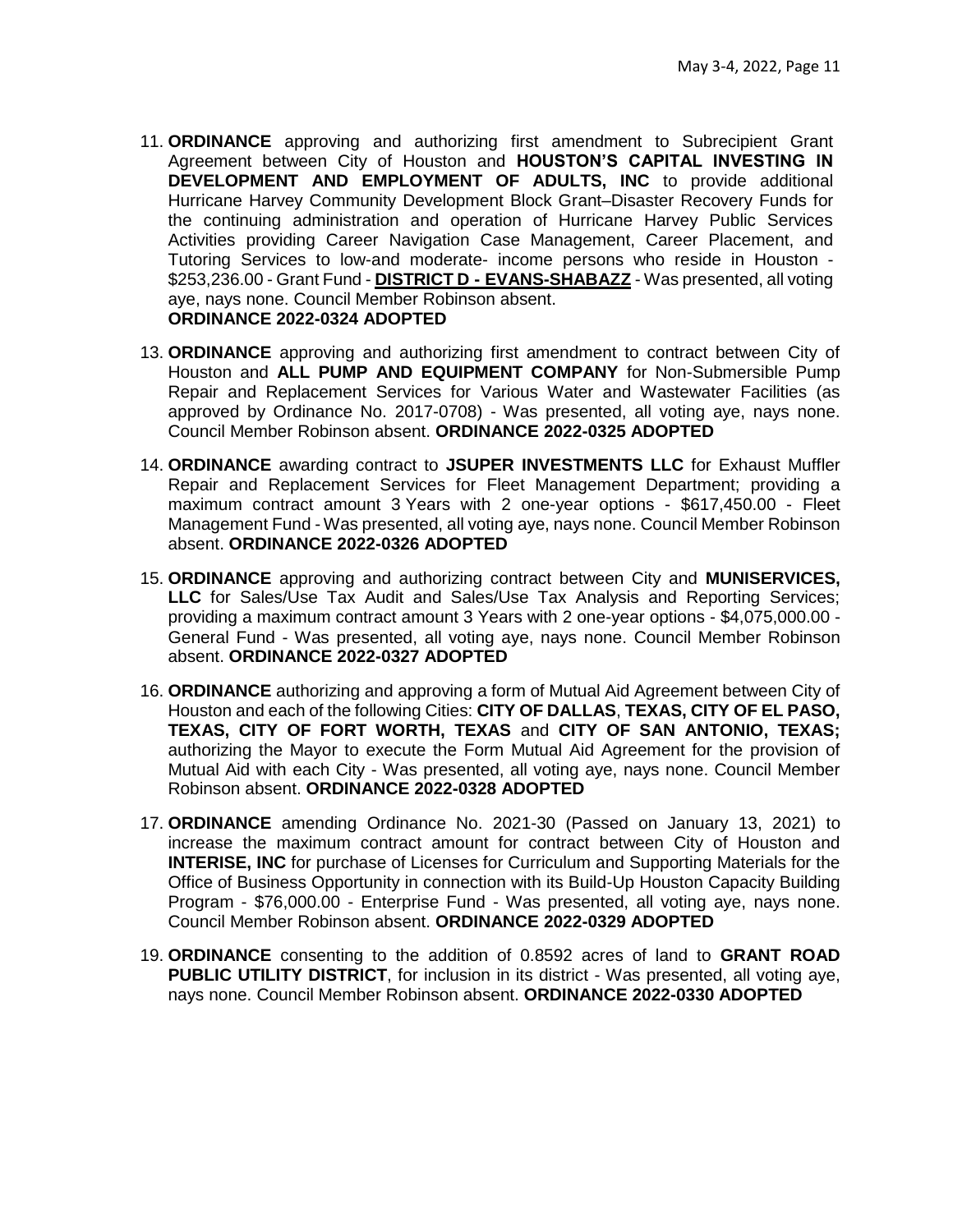11. **ORDINANCE** approving and authorizing first amendment to Subrecipient Grant Agreement between City of Houston and **HOUSTON'S CAPITAL INVESTING IN DEVELOPMENT AND EMPLOYMENT OF ADULTS, INC** to provide additional Hurricane Harvey Community Development Block Grant–Disaster Recovery Funds for the continuing administration and operation of Hurricane Harvey Public Services Activities providing Career Navigation Case Management, Career Placement, and Tutoring Services to low-and moderate- income persons who reside in Houston - $253,236.00 - Grant Fund - **DISTRICT D - EVANS-SHABAZZ** - Was presented, all voting aye, nays none. Council Member Robinson absent.
**ORDINANCE 2022-0324 ADOPTED**

13. **ORDINANCE** approving and authorizing first amendment to contract between City of Houston and **ALL PUMP AND EQUIPMENT COMPANY** for Non-Submersible Pump Repair and Replacement Services for Various Water and Wastewater Facilities (as approved by Ordinance No. 2017-0708) - Was presented, all voting aye, nays none. Council Member Robinson absent. **ORDINANCE 2022-0325 ADOPTED**

14. **ORDINANCE** awarding contract to **JSUPER INVESTMENTS LLC** for Exhaust Muffler Repair and Replacement Services for Fleet Management Department; providing a maximum contract amount 3 Years with 2 one-year options - $617,450.00 - Fleet Management Fund - Was presented, all voting aye, nays none. Council Member Robinson absent. **ORDINANCE 2022-0326 ADOPTED**

15. **ORDINANCE** approving and authorizing contract between City and **MUNISERVICES, LLC** for Sales/Use Tax Audit and Sales/Use Tax Analysis and Reporting Services; providing a maximum contract amount 3 Years with 2 one-year options - $4,075,000.00 - General Fund - Was presented, all voting aye, nays none. Council Member Robinson absent. **ORDINANCE 2022-0327 ADOPTED**

16. **ORDINANCE** authorizing and approving a form of Mutual Aid Agreement between City of Houston and each of the following Cities: **CITY OF DALLAS**, **TEXAS, CITY OF EL PASO, TEXAS, CITY OF FORT WORTH, TEXAS** and **CITY OF SAN ANTONIO, TEXAS;** authorizing the Mayor to execute the Form Mutual Aid Agreement for the provision of Mutual Aid with each City - Was presented, all voting aye, nays none. Council Member Robinson absent. **ORDINANCE 2022-0328 ADOPTED**

17. **ORDINANCE** amending Ordinance No. 2021-30 (Passed on January 13, 2021) to increase the maximum contract amount for contract between City of Houston and **INTERISE, INC** for purchase of Licenses for Curriculum and Supporting Materials for the Office of Business Opportunity in connection with its Build-Up Houston Capacity Building Program - $76,000.00 - Enterprise Fund - Was presented, all voting aye, nays none. Council Member Robinson absent. **ORDINANCE 2022-0329 ADOPTED**

19. **ORDINANCE** consenting to the addition of 0.8592 acres of land to **GRANT ROAD PUBLIC UTILITY DISTRICT**, for inclusion in its district - Was presented, all voting aye, nays none. Council Member Robinson absent. **ORDINANCE 2022-0330 ADOPTED**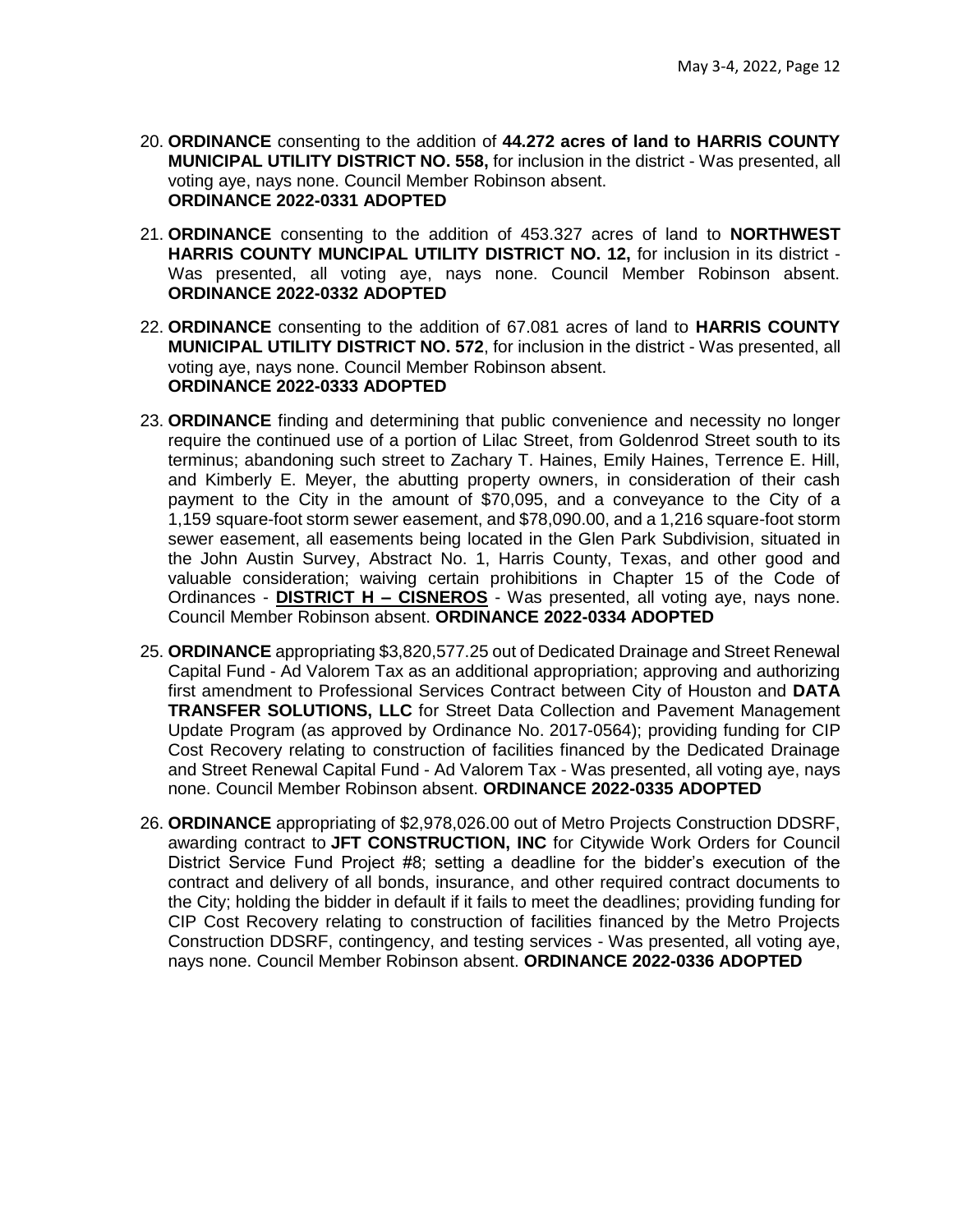20. **ORDINANCE** consenting to the addition of **44.272 acres of land to HARRIS COUNTY MUNICIPAL UTILITY DISTRICT NO. 558,** for inclusion in the district - Was presented, all voting aye, nays none. Council Member Robinson absent.
**ORDINANCE 2022-0331 ADOPTED**

21. **ORDINANCE** consenting to the addition of 453.327 acres of land to **NORTHWEST HARRIS COUNTY MUNCIPAL UTILITY DISTRICT NO. 12,** for inclusion in its district - Was presented, all voting aye, nays none. Council Member Robinson absent. **ORDINANCE 2022-0332 ADOPTED**

22. **ORDINANCE** consenting to the addition of 67.081 acres of land to **HARRIS COUNTY MUNICIPAL UTILITY DISTRICT NO. 572**, for inclusion in the district - Was presented, all voting aye, nays none. Council Member Robinson absent.
**ORDINANCE 2022-0333 ADOPTED**

23. **ORDINANCE** finding and determining that public convenience and necessity no longer require the continued use of a portion of Lilac Street, from Goldenrod Street south to its terminus; abandoning such street to Zachary T. Haines, Emily Haines, Terrence E. Hill, and Kimberly E. Meyer, the abutting property owners, in consideration of their cash payment to the City in the amount of $70,095, and a conveyance to the City of a 1,159 square-foot storm sewer easement, and $78,090.00, and a 1,216 square-foot storm sewer easement, all easements being located in the Glen Park Subdivision, situated in the John Austin Survey, Abstract No. 1, Harris County, Texas, and other good and valuable consideration; waiving certain prohibitions in Chapter 15 of the Code of Ordinances - **DISTRICT H – CISNEROS** - Was presented, all voting aye, nays none. Council Member Robinson absent. **ORDINANCE 2022-0334 ADOPTED**

25. **ORDINANCE** appropriating $3,820,577.25 out of Dedicated Drainage and Street Renewal Capital Fund - Ad Valorem Tax as an additional appropriation; approving and authorizing first amendment to Professional Services Contract between City of Houston and **DATA TRANSFER SOLUTIONS, LLC** for Street Data Collection and Pavement Management Update Program (as approved by Ordinance No. 2017-0564); providing funding for CIP Cost Recovery relating to construction of facilities financed by the Dedicated Drainage and Street Renewal Capital Fund - Ad Valorem Tax - Was presented, all voting aye, nays none. Council Member Robinson absent. **ORDINANCE 2022-0335 ADOPTED**

26. **ORDINANCE** appropriating of $2,978,026.00 out of Metro Projects Construction DDSRF, awarding contract to **JFT CONSTRUCTION, INC** for Citywide Work Orders for Council District Service Fund Project #8; setting a deadline for the bidder's execution of the contract and delivery of all bonds, insurance, and other required contract documents to the City; holding the bidder in default if it fails to meet the deadlines; providing funding for CIP Cost Recovery relating to construction of facilities financed by the Metro Projects Construction DDSRF, contingency, and testing services - Was presented, all voting aye, nays none. Council Member Robinson absent. **ORDINANCE 2022-0336 ADOPTED**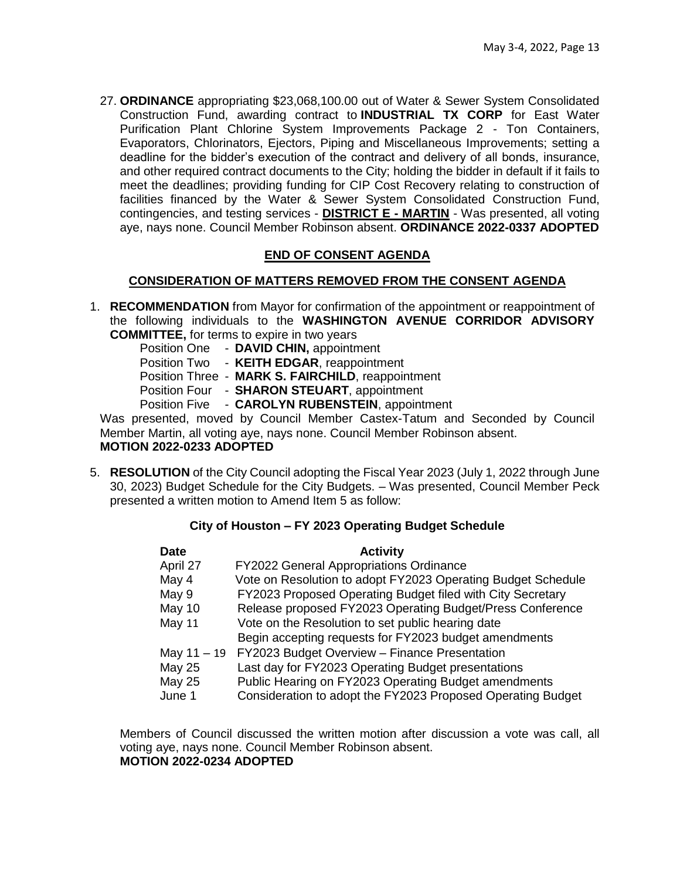27. **ORDINANCE** appropriating $23,068,100.00 out of Water & Sewer System Consolidated Construction Fund, awarding contract to **INDUSTRIAL TX CORP** for East Water Purification Plant Chlorine System Improvements Package 2 - Ton Containers, Evaporators, Chlorinators, Ejectors, Piping and Miscellaneous Improvements; setting a deadline for the bidder's execution of the contract and delivery of all bonds, insurance, and other required contract documents to the City; holding the bidder in default if it fails to meet the deadlines; providing funding for CIP Cost Recovery relating to construction of facilities financed by the Water & Sewer System Consolidated Construction Fund, contingencies, and testing services - **DISTRICT E - MARTIN** - Was presented, all voting aye, nays none. Council Member Robinson absent. **ORDINANCE 2022-0337 ADOPTED**

**END OF CONSENT AGENDA**

**CONSIDERATION OF MATTERS REMOVED FROM THE CONSENT AGENDA**

1. **RECOMMENDATION** from Mayor for confirmation of the appointment or reappointment of the following individuals to the **WASHINGTON AVENUE CORRIDOR ADVISORY COMMITTEE,** for terms to expire in two years

   Position One - **DAVID CHIN,** appointment
   Position Two - **KEITH EDGAR**, reappointment
   Position Three - **MARK S. FAIRCHILD**, reappointment
   Position Four - **SHARON STEUART**, appointment
   Position Five - **CAROLYN RUBENSTEIN**, appointment

   Was presented, moved by Council Member Castex-Tatum and Seconded by Council Member Martin, all voting aye, nays none. Council Member Robinson absent.
   **MOTION 2022-0233 ADOPTED**

5. **RESOLUTION** of the City Council adopting the Fiscal Year 2023 (July 1, 2022 through June 30, 2023) Budget Schedule for the City Budgets. – Was presented, Council Member Peck presented a written motion to Amend Item 5 as follow:

   **City of Houston – FY 2023 Operating Budget Schedule**

   | Date | Activity |
   |---|---|
   | April 27 | FY2022 General Appropriations Ordinance |
   | May 4 | Vote on Resolution to adopt FY2023 Operating Budget Schedule |
   | May 9 | FY2023 Proposed Operating Budget filed with City Secretary |
   | May 10 | Release proposed FY2023 Operating Budget/Press Conference |
   | May 11 | Vote on the Resolution to set public hearing date<br>Begin accepting requests for FY2023 budget amendments |
   | May 11 – 19 | FY2023 Budget Overview – Finance Presentation |
   | May 25 | Last day for FY2023 Operating Budget presentations |
   | May 25 | Public Hearing on FY2023 Operating Budget amendments |
   | June 1 | Consideration to adopt the FY2023 Proposed Operating Budget |

   Members of Council discussed the written motion after discussion a vote was call, all voting aye, nays none. Council Member Robinson absent.
   **MOTION 2022-0234 ADOPTED**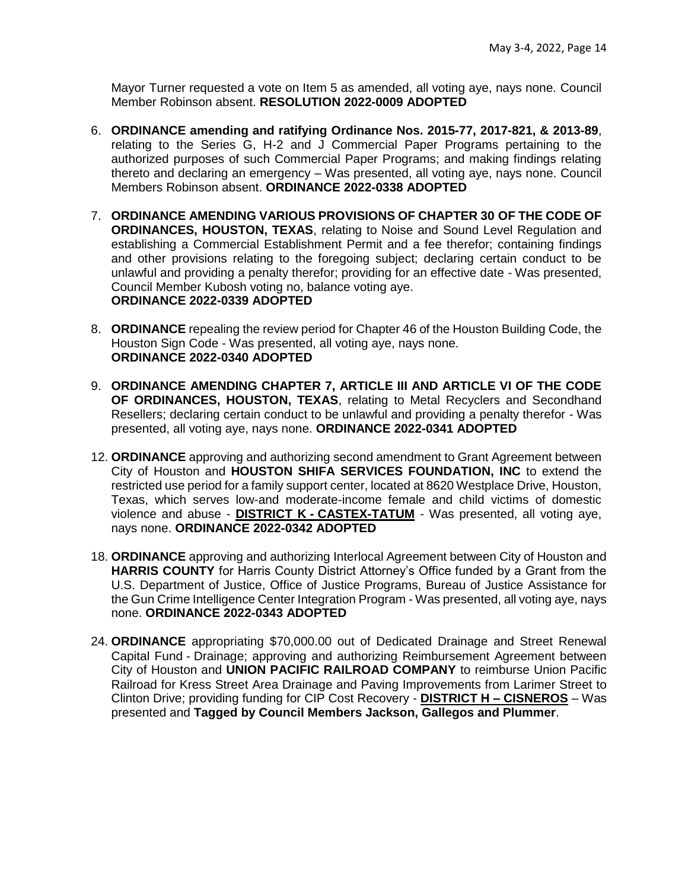Mayor Turner requested a vote on Item 5 as amended, all voting aye, nays none. Council Member Robinson absent. **RESOLUTION 2022-0009 ADOPTED**

6. **ORDINANCE amending and ratifying Ordinance Nos. 2015-77, 2017-821, & 2013-89**, relating to the Series G, H-2 and J Commercial Paper Programs pertaining to the authorized purposes of such Commercial Paper Programs; and making findings relating thereto and declaring an emergency – Was presented, all voting aye, nays none. Council Members Robinson absent. **ORDINANCE 2022-0338 ADOPTED**

7. **ORDINANCE AMENDING VARIOUS PROVISIONS OF CHAPTER 30 OF THE CODE OF ORDINANCES, HOUSTON, TEXAS**, relating to Noise and Sound Level Regulation and establishing a Commercial Establishment Permit and a fee therefor; containing findings and other provisions relating to the foregoing subject; declaring certain conduct to be unlawful and providing a penalty therefor; providing for an effective date - Was presented, Council Member Kubosh voting no, balance voting aye. **ORDINANCE 2022-0339 ADOPTED**

8. **ORDINANCE** repealing the review period for Chapter 46 of the Houston Building Code, the Houston Sign Code - Was presented, all voting aye, nays none. **ORDINANCE 2022-0340 ADOPTED**

9. **ORDINANCE AMENDING CHAPTER 7, ARTICLE III AND ARTICLE VI OF THE CODE OF ORDINANCES, HOUSTON, TEXAS**, relating to Metal Recyclers and Secondhand Resellers; declaring certain conduct to be unlawful and providing a penalty therefor - Was presented, all voting aye, nays none. **ORDINANCE 2022-0341 ADOPTED**

12. **ORDINANCE** approving and authorizing second amendment to Grant Agreement between City of Houston and **HOUSTON SHIFA SERVICES FOUNDATION, INC** to extend the restricted use period for a family support center, located at 8620 Westplace Drive, Houston, Texas, which serves low-and moderate-income female and child victims of domestic violence and abuse - **DISTRICT K - CASTEX-TATUM** - Was presented, all voting aye, nays none. **ORDINANCE 2022-0342 ADOPTED**

18. **ORDINANCE** approving and authorizing Interlocal Agreement between City of Houston and **HARRIS COUNTY** for Harris County District Attorney's Office funded by a Grant from the U.S. Department of Justice, Office of Justice Programs, Bureau of Justice Assistance for the Gun Crime Intelligence Center Integration Program - Was presented, all voting aye, nays none. **ORDINANCE 2022-0343 ADOPTED**

24. **ORDINANCE** appropriating $70,000.00 out of Dedicated Drainage and Street Renewal Capital Fund - Drainage; approving and authorizing Reimbursement Agreement between City of Houston and **UNION PACIFIC RAILROAD COMPANY** to reimburse Union Pacific Railroad for Kress Street Area Drainage and Paving Improvements from Larimer Street to Clinton Drive; providing funding for CIP Cost Recovery - **DISTRICT H – CISNEROS** – Was presented and **Tagged by Council Members Jackson, Gallegos and Plummer**.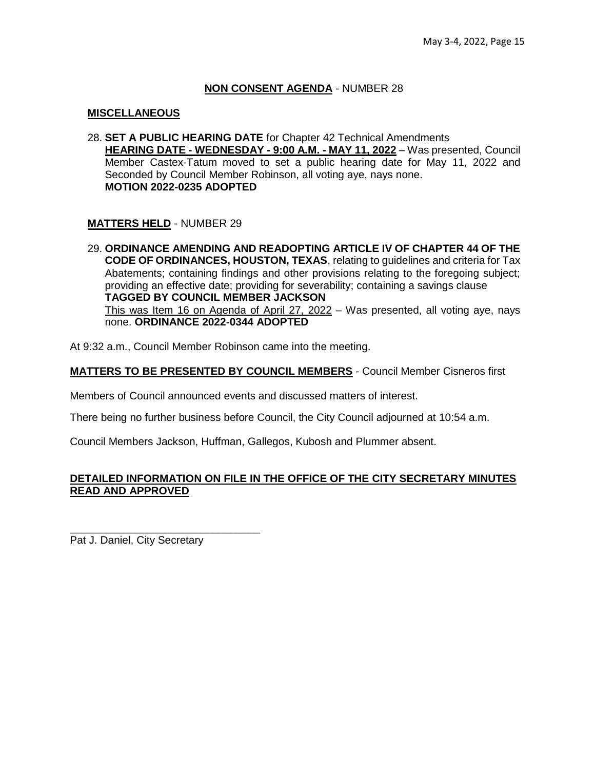**NON CONSENT AGENDA** - NUMBER 28

**MISCELLANEOUS**

28. **SET A PUBLIC HEARING DATE** for Chapter 42 Technical Amendments
    **HEARING DATE - WEDNESDAY - 9:00 A.M. - MAY 11, 2022** – Was presented, Council Member Castex-Tatum moved to set a public hearing date for May 11, 2022 and Seconded by Council Member Robinson, all voting aye, nays none.
    **MOTION 2022-0235 ADOPTED**

**MATTERS HELD** - NUMBER 29

29. **ORDINANCE AMENDING AND READOPTING ARTICLE IV OF CHAPTER 44 OF THE CODE OF ORDINANCES, HOUSTON, TEXAS**, relating to guidelines and criteria for Tax Abatements; containing findings and other provisions relating to the foregoing subject; providing an effective date; providing for severability; containing a savings clause
    **TAGGED BY COUNCIL MEMBER JACKSON**
    This was Item 16 on Agenda of April 27, 2022 – Was presented, all voting aye, nays none. **ORDINANCE 2022-0344 ADOPTED**

At 9:32 a.m., Council Member Robinson came into the meeting.

**MATTERS TO BE PRESENTED BY COUNCIL MEMBERS** - Council Member Cisneros first

Members of Council announced events and discussed matters of interest.

There being no further business before Council, the City Council adjourned at 10:54 a.m.

Council Members Jackson, Huffman, Gallegos, Kubosh and Plummer absent.

**DETAILED INFORMATION ON FILE IN THE OFFICE OF THE CITY SECRETARY MINUTES READ AND APPROVED**

\_\_\_\_\_\_\_\_\_\_\_\_\_\_\_\_\_\_\_\_\_\_\_\_\_\_\_\_\_\_\_\_
Pat J. Daniel, City Secretary